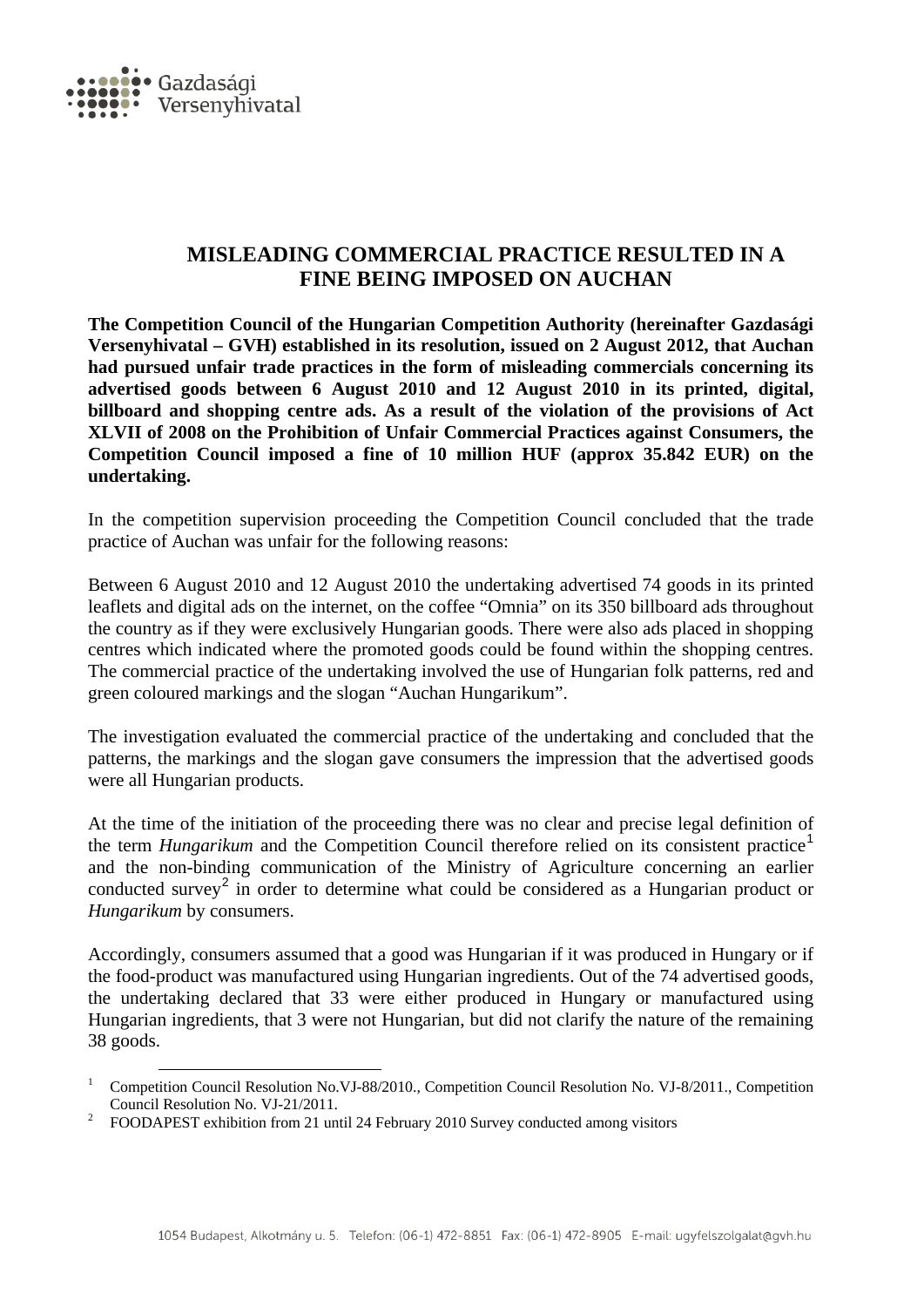# MISLEADING COMMERCIAL PRACTICE RESULTED IN A FINE BEING IMPOSED ON AUCHAN

**The Competition Council of the Hungarian Competition Authority (hereinafter Gazdasági Versenyhivatal – GVH) established in its resolution, issued on 2 August 2012, that Auchan had pursued unfair trade practices in the form of misleading commercials concerning its advertised goods between 6 August 2010 and 12 August 2010 in its printed, digital, billboard and shopping centre ads. As a result of the violation of the provisions of Act XLVII of 2008 on the Prohibition of Unfair Commercial Practices against Consumers, the Competition Council imposed a fine of 10 million HUF (approx 35.842 EUR) on the undertaking.**

In the competition supervision proceeding the Competition Council concluded that the trade practice of Auchan was unfair for the following reasons:

Between 6 August 2010 and 12 August 2010 the undertaking advertised 74 goods in its printed leaflets and digital ads on the internet, on the coffee "Omnia" on its 350 billboard ads throughout the country as if they were exclusively Hungarian goods. There were also ads placed in shopping centres which indicated where the promoted goods could be found within the shopping centres. The commercial practice of the undertaking involved the use of Hungarian folk patterns, red and green coloured markings and the slogan "Auchan Hungarikum".

The investigation evaluated the commercial practice of the undertaking and concluded that the patterns, the markings and the slogan gave consumers the impression that the advertised goods were all Hungarian products.

At the time of the initiation of the proceeding there was no clear and precise legal definition of the term *Hungarikum* and the Competition Council therefore relied on its consistent practice[1] and the non-binding communication of the Ministry of Agriculture concerning an earlier conducted survey[2] in order to determine what could be considered as a Hungarian product or *Hungarikum* by consumers.

Accordingly, consumers assumed that a good was Hungarian if it was produced in Hungary or if the food-product was manufactured using Hungarian ingredients. Out of the 74 advertised goods, the undertaking declared that 33 were either produced in Hungary or manufactured using Hungarian ingredients, that 3 were not Hungarian, but did not clarify the nature of the remaining 38 goods.

---

[1] Competition Council Resolution No.VJ-88/2010., Competition Council Resolution No. VJ-8/2011., Competition Council Resolution No. VJ-21/2011.

[2] FOODAPEST exhibition from 21 until 24 February 2010 Survey conducted among visitors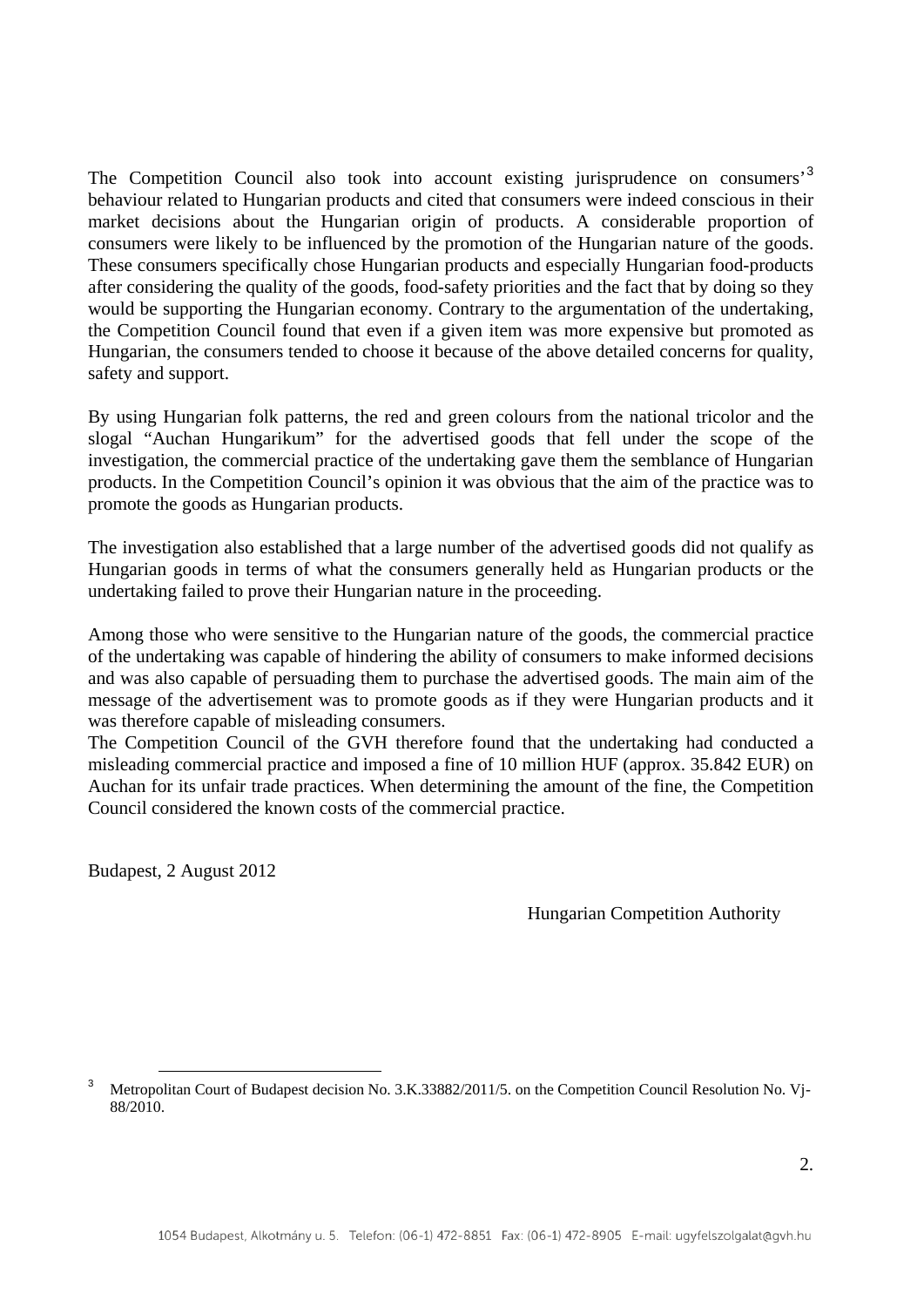The Competition Council also took into account existing jurisprudence on consumers'[3] behaviour related to Hungarian products and cited that consumers were indeed conscious in their market decisions about the Hungarian origin of products. A considerable proportion of consumers were likely to be influenced by the promotion of the Hungarian nature of the goods. These consumers specifically chose Hungarian products and especially Hungarian food-products after considering the quality of the goods, food-safety priorities and the fact that by doing so they would be supporting the Hungarian economy. Contrary to the argumentation of the undertaking, the Competition Council found that even if a given item was more expensive but promoted as Hungarian, the consumers tended to choose it because of the above detailed concerns for quality, safety and support.

By using Hungarian folk patterns, the red and green colours from the national tricolor and the slogal "Auchan Hungarikum" for the advertised goods that fell under the scope of the investigation, the commercial practice of the undertaking gave them the semblance of Hungarian products. In the Competition Council's opinion it was obvious that the aim of the practice was to promote the goods as Hungarian products.

The investigation also established that a large number of the advertised goods did not qualify as Hungarian goods in terms of what the consumers generally held as Hungarian products or the undertaking failed to prove their Hungarian nature in the proceeding.

Among those who were sensitive to the Hungarian nature of the goods, the commercial practice of the undertaking was capable of hindering the ability of consumers to make informed decisions and was also capable of persuading them to purchase the advertised goods. The main aim of the message of the advertisement was to promote goods as if they were Hungarian products and it was therefore capable of misleading consumers.

The Competition Council of the GVH therefore found that the undertaking had conducted a misleading commercial practice and imposed a fine of 10 million HUF (approx. 35.842 EUR) on Auchan for its unfair trade practices. When determining the amount of the fine, the Competition Council considered the known costs of the commercial practice.

Budapest, 2 August 2012

Hungarian Competition Authority

[3] Metropolitan Court of Budapest decision No. 3.K.33882/2011/5. on the Competition Council Resolution No. Vj-88/2010.

1054 Budapest, Alkotmány u. 5. Telefon: (06-1) 472-8851 Fax: (06-1) 472-8905 E-mail: ugyfelszolgalat@gvh.hu